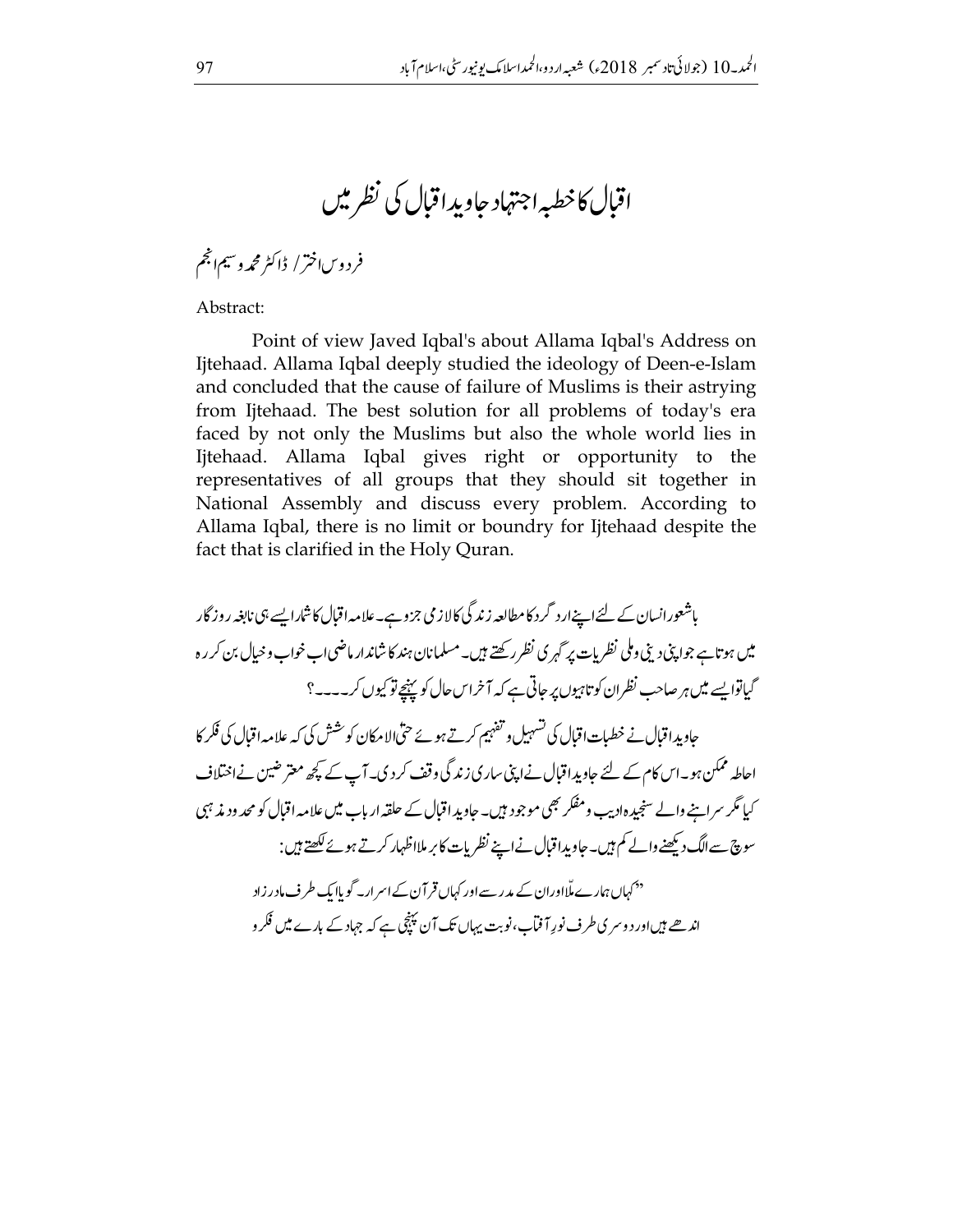# اقبال کا خطبہ اجتہاد جاوید اقبال کی نظر میں

فردوس اختر/ ڈاکٹر محمد وسیم انجم

Abstract:

Point of view Javed Iqbal's about Allama Iqbal's Address on Ijtehaad. Allama Iqbal deeply studied the ideology of Deen-e-Islam and concluded that the cause of failure of Muslims is their astrying from Ijtehaad. The best solution for all problems of today's era faced by not only the Muslims but also the whole world lies in Ijtehaad. Allama Iqbal gives right or opportunity to the representatives of all groups that they should sit together in National Assembly and discuss every problem. According to Allama Iqbal, there is no limit or boundry for Ijtehaad despite the fact that is clarified in the Holy Quran.

باشعور انسان کے لئے اپنے ارد گرد کا مطالعہ زندگی کا لازمی جزو ہے۔ علامہ اقبال کا شمار ایسے ہی نابغہ روزگار میں ہوتا ہے جو اپنی دینی و ملی نظریات پر گہری نظر رکھتے ہیں۔ مسلمانانِ ہند کا شاندار ماضی اب خواب و خیال بن کر رہ گیا تو ایسے میں ہر صاحب نظر ان کوتاہیوں پر جاتی ہے کہ آخر اس حال کو پہنچے تو کیوں کر۔۔۔؟

جاوید اقبال نے خطبات اقبال کی تسہیل و تفہیم کرتے ہوئے حتیٰ الامکان کوشش کی کہ علامہ اقبال کی فکر کا احاطہ ممکن ہو۔ اس کام کے لئے جاوید اقبال نے اپنی ساری زندگی وقف کر دی۔ آپ کے کچھ معترضین نے اختلاف کیا مگر سراہنے والے سنجیدہ ادیب و مفکر بھی موجود ہیں۔ جاوید اقبال کے حلقہ ارباب میں علامہ اقبال کو محدود مذہبی سوچ سے الگ دیکھنے والے کم ہیں۔ جاوید اقبال نے اپنے نظریات کا برملا اظہار کرتے ہوئے لکھتے ہیں:

> "کہاں ہمارے مُلّا اور ان کے مدرسے اور کہاں قرآن کے اسرار۔ گویا ایک طرف مادر زاد اندھے ہیں اور دوسری طرف نورِ آفتاب، نوبت یہاں تک آن پہنچی ہے کہ جہاد کے بارے میں فکر و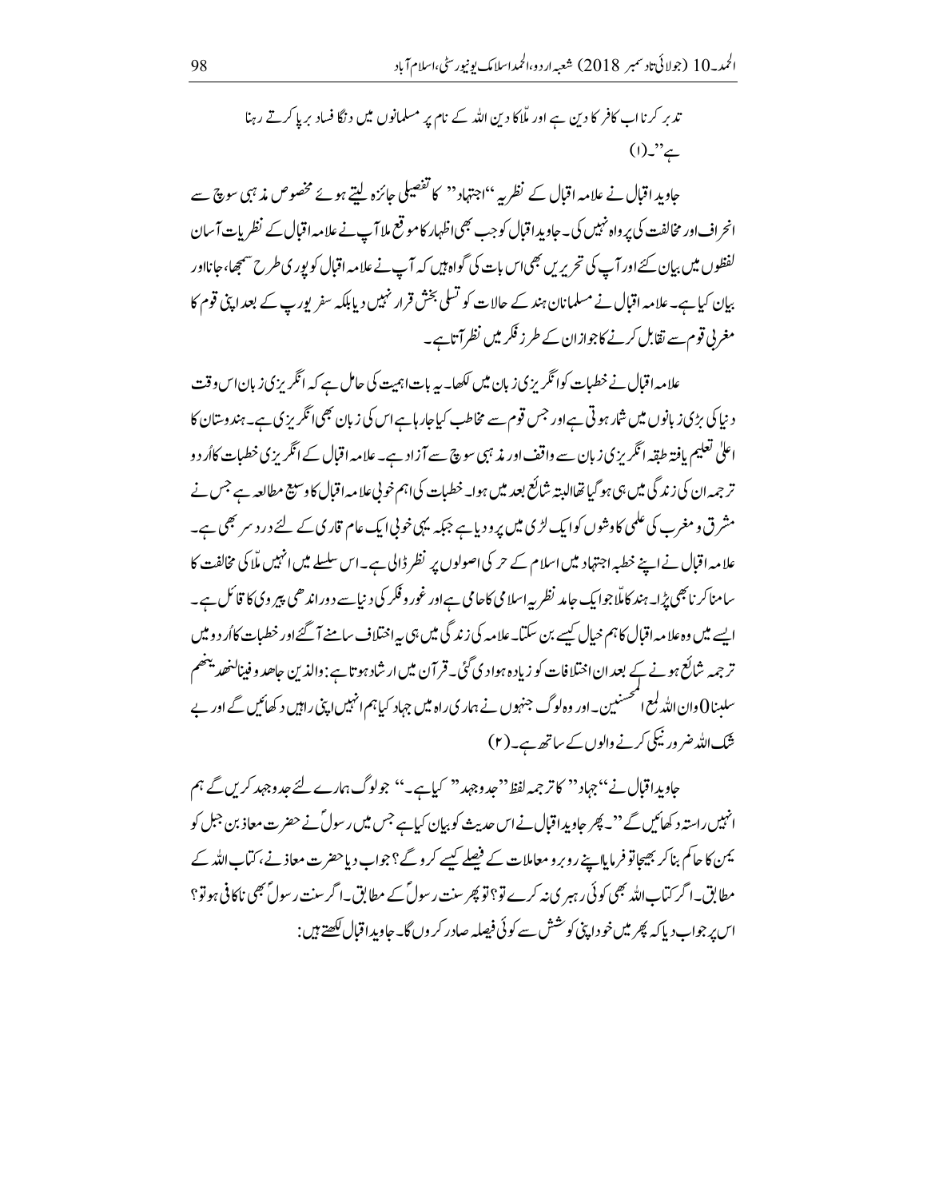تدبر کرنا اب کافر کا دین ہے اور مّلا کا دین اللہ کے نام پر مسلمانوں میں دنگا فساد برپا کرتے رہنا ہے''۔(۱)

جاوید اقبال نے علامہ اقبال کے نظریہ ''اجتہاد'' کا تفصیلی جائزہ لیتے ہوئے مخصوص مذہبی سوچ سے انحراف اور مخالفت کی پرواہ نہیں کی۔ جاوید اقبال کو جب بھی اظہار کا موقع ملا آپ نے علامہ اقبال کے نظریات آسان لفظوں میں بیان کئے اور آپ کی تحریریں بھی اس بات کی گواہ ہیں کہ آپ نے علامہ اقبال کو پوری طرح سمجھا، جانا اور بیان کیا ہے۔ علامہ اقبال نے مسلمانان ہند کے حالات کو تسلی بخش قرار نہیں دیا بلکہ سفر یورپ کے بعد اپنی قوم کا مغربی قوم سے تقابل کرنے کا جواز ان کے طرز فکر میں نظر آتا ہے۔

علامہ اقبال نے خطبات کو انگریزی زبان میں لکھا۔ یہ بات اہمیت کی حامل ہے کہ انگریزی زبان اس وقت دنیا کی بڑی زبانوں میں شمار ہوتی ہے اور جس قوم سے مخاطب کیا جا رہا ہے اس کی زبان بھی انگریزی ہے۔ ہندوستان کا اعلیٰ تعلیم یافتہ طبقہ انگریزی زبان سے واقف اور مذہبی سوچ سے آزاد ہے۔ علامہ اقبال کے انگریزی خطبات کا اُردو ترجمہ ان کی زندگی میں ہی ہو گیا تھا البتہ شائع بعد میں ہوا۔ خطبات کی اہم خوبی علامہ اقبال کا وسیع مطالعہ ہے جس نے مشرق و مغرب کی علمی کاوشوں کو ایک لڑی میں پرو دیا ہے جبکہ یہی خوبی ایک عام قاری کے لئے درد سر بھی ہے۔ علامہ اقبال نے اپنے خطبہ اجتہاد میں اسلام کے حرکی اصولوں پر نظر ڈالی ہے۔ اس سلسلے میں انہیں مّلا کی مخالفت کا سامنا کرنا بھی پڑا۔ ہند کا مّلا جو ایک جامد نظریہ اسلامی کا حامی ہے اور غور و فکر کی دنیا سے دور اندھی پیروی کا قائل ہے۔ ایسے میں وہ علامہ اقبال کا ہم خیال کیسے بن سکتا۔ علامہ کی زندگی میں ہی یہ اختلاف سامنے آ گئے اور خطبات کا اُردو میں ترجمہ شائع ہونے کے بعد ان اختلافات کو زیادہ ہوا دی گئی۔ قرآن میں ارشاد ہوتا ہے: والذین جاھدو فینا لنھدینھم سلبنا O وان اللہ لمع المحسنین۔ اور وہ لوگ جنھوں نے ہماری راہ میں جہاد کیا ہم انہیں اپنی راہیں دکھائیں گے اور بے شک اللہ ضرور نیکی کرنے والوں کے ساتھ ہے۔(۲)

جاوید اقبال نے ''جہاد'' کا ترجمہ لفظ ''جدوجہد'' کیا ہے۔'' جو لوگ ہمارے لئے جدوجہد کریں گے ہم انہیں راستہ دکھائیں گے''۔ پھر جاوید اقبال نے اس حدیث کو بیان کیا ہے جس میں رسولؐ نے حضرت معاذ بن جبل کو یمن کا حاکم بنا کر بھیجا تو فرمایا اپنے روبرو معاملات کے فیصلے کیسے کرو گے؟ جواب دیا حضرت معاذ نے، کتاب اللہ کے مطابق۔ اگر کتاب اللہ بھی کوئی رہبری نہ کرے تو؟ تو پھر سنت رسولؐ کے مطابق۔ اگر سنت رسولؐ بھی ناکافی ہو تو؟ اس پر جواب دیا کہ پھر میں خود اپنی کوشش سے کوئی فیصلہ صادر کروں گا۔ جاوید اقبال لکھتے ہیں: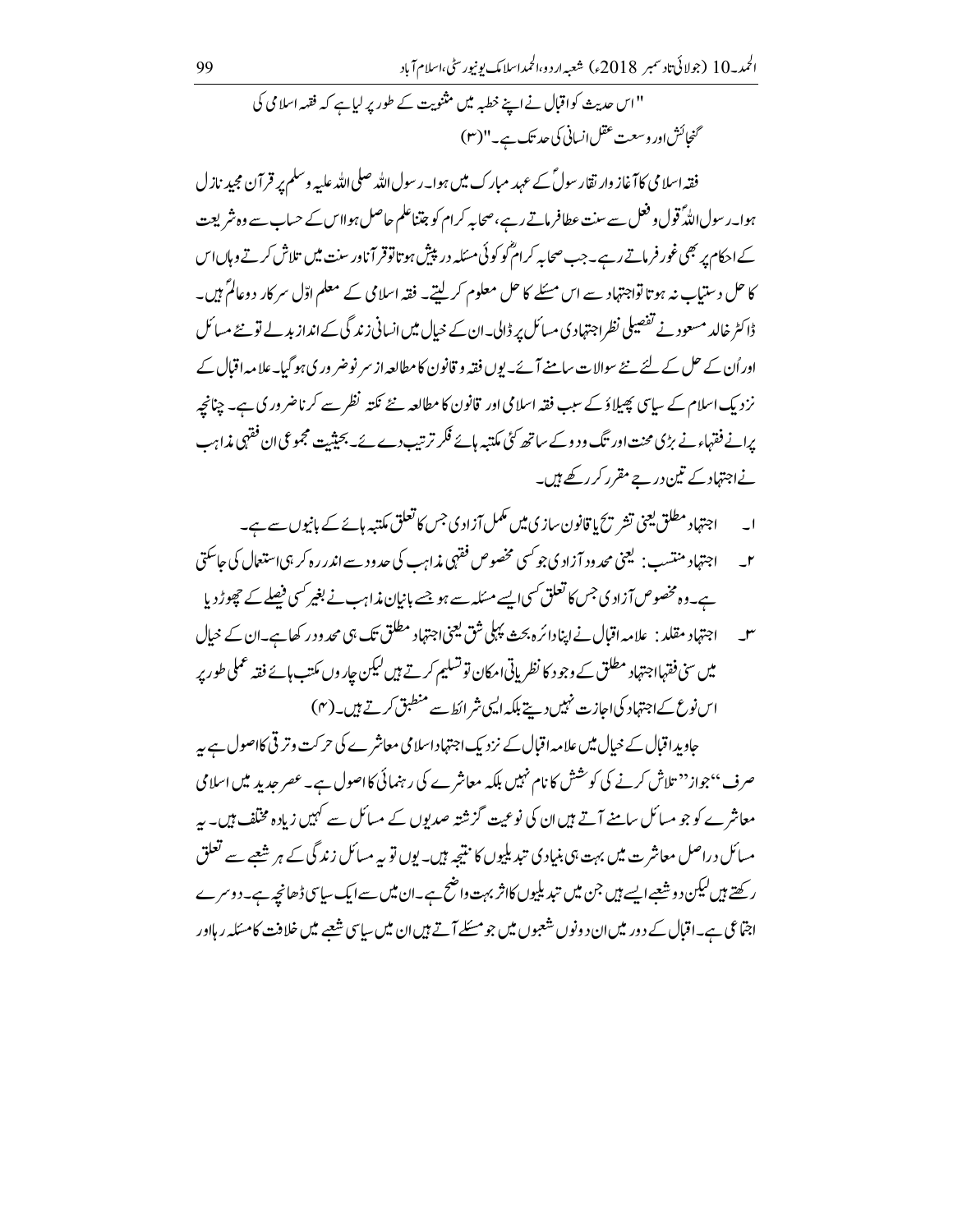"اس حدیث کو اقبال نے اپنے خطبہ میں مثنویت کے طور پر لیا ہے کہ فقہ اسلامی کی گنجائش اور وسعت عقل انسانی کی حد تک ہے۔"(۳)

فقہ اسلامی کا آغاز وارتقا رسولؐ کے عہد مبارک میں ہوا۔ رسول اللہ صلی اللہ علیہ وسلم پر قرآن مجید نازل ہوا۔ رسول اللہؐ قول و فعل سے سنت عطا فرماتے رہے، صحابہ کرام کو جتنا علم حاصل ہوا اس کے حساب سے وہ شریعت کے احکام پر بھی غور فرماتے رہے۔ جب صحابہ کرامؓ کو کوئی مسئلہ درپیش ہوتا تو قرآن اور سنت میں تلاش کرتے وہاں اس کا حل دستیاب نہ ہوتا تو اجتہاد سے اس مسئلے کا حل معلوم کر لیتے۔ فقہ اسلامی کے معلم اوّل سرکار دوعالمؐ ہیں۔ ڈاکٹر خالد مسعود نے تفصیلی نظر اجتہادی مسائل پر ڈالی۔ ان کے خیال میں انسانی زندگی کے انداز بدلے تو نئے مسائل اور اُن کے حل کے لئے نئے سوالات سامنے آئے۔ یوں فقہ و قانون کا مطالعہ از سرِ نو ضروری ہو گیا۔ علامہ اقبال کے نزدیک اسلام کے سیاسی پھیلاؤ کے سبب فقہ اسلامی اور قانون کا مطالعہ نئے نکتہ نظر سے کرنا ضروری ہے۔ چنانچہ پرانے فقہاء نے بڑی محنت اور تگ و دو کے ساتھ کئی مکتبہ ہائے فکر ترتیب دے دیۓ۔ بحیثیت مجموعی ان فقہی مذاہب نے اجتہاد کے تین درجے مقرر کر رکھے ہیں۔

۱۔ اجتہادِ مطلق یعنی تشریع یا قانون سازی میں مکمل آزادی جس کا تعلق مکتبہ ہائے کے بانیوں سے ہے۔

۲۔ اجتہادِ منتسب: یعنی محدود آزادی جو کسی مخصوص فقہی مذاہب کی حدود سے اندر رہ کر ہی استعمال کی جاسکتی ہے۔ وہ مخصوص آزادی جس کا تعلق کسی ایسے مسئلہ سے ہو جسے بانیانِ مذاہب نے بغیر کسی فیصلے کے چھوڑ دیا

۳۔ اجتہادِ مقلد: علامہ اقبال نے اپنا دائرہ بحث پہلی شق یعنی اجتہادِ مطلق تک ہی محدود رکھا ہے۔ ان کے خیال میں سنی فقہا اجتہادِ مطلق کے وجود کا نظریاتی امکان تو تسلیم کرتے ہیں لیکن چاروں مکتب ہائے فقہ عملی طور پر اس نوع کے اجتہاد کی اجازت نہیں دیتے بلکہ ایسی شرائط سے منطبق کرتے ہیں۔(۴)

جاوید اقبال کے خیال میں علامہ اقبال کے نزدیک اجتہاد اسلامی معاشرے کی حرکت و ترقی کا اصول ہے یہ صرف "جواز" تلاش کرنے کی کوشش کا نام نہیں بلکہ معاشرے کی رہنمائی کا اصول ہے۔ عصرِ جدید میں اسلامی معاشرے کو جو مسائل سامنے آتے ہیں ان کی نوعیت گزشتہ صدیوں کے مسائل سے کہیں زیادہ مختلف ہیں۔ یہ مسائل دراصل معاشرت میں بہت ہی بنیادی تبدیلیوں کا نتیجہ ہیں۔ یوں تو یہ مسائل زندگی کے ہر شعبے سے تعلق رکھتے ہیں لیکن دو شعبے ایسے ہیں جن میں تبدیلیوں کا اثر بہت واضح ہے۔ ان میں سے ایک سیاسی ڈھانچہ ہے۔ دوسرے اجتماعی ہے۔ اقبال کے دور میں ان دونوں شعبوں میں جو مسئلے آتے ہیں ان میں سیاسی شعبے میں خلافت کا مسئلہ رہا اور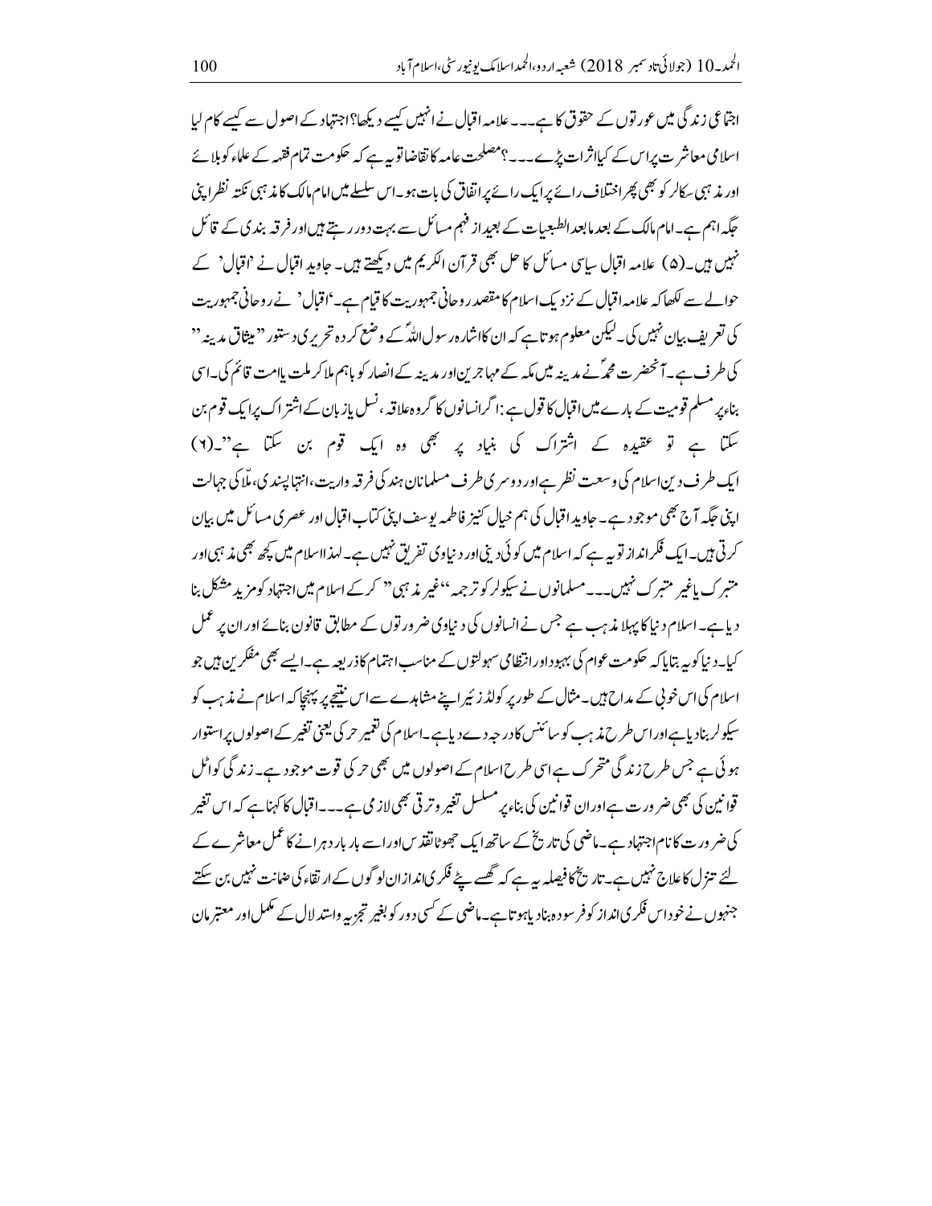اجتماعی زندگی میں عورتوں کے حقوق کا ہے۔۔۔ علامہ اقبال نے انہیں کیسے دیکھا؟ اجتہاد کے اصول سے کیسے کام لیا اسلامی معاشرت پر اس کے کیا اثرات پڑے۔۔۔؟ مصلحت عامہ کا تقاضا تو یہ ہے کہ حکومت تمام فقہ کے علماء کو بلائے اور مذہبی سکالر کو بھی پھر اختلاف رائے پر ایک رائے پر اتفاق کی بات ہو۔ اس سلسلے میں امام مالک کا مذہبی نکتہ نظر اپنی جگہ اہم ہے۔ امام مالک کے بعد مابعد الطبعیات کے بعید از فہم مسائل سے بہت دور رہتے ہیں اور فرقہ بندی کے قائل نہیں ہیں۔(۵) علامہ اقبال سیاسی مسائل کا حل بھی قرآن الکریم میں دیکھتے ہیں۔ جاوید اقبال نے 'اقبال' کے حوالے سے لکھا کہ علامہ اقبال کے نزدیک اسلام کا مقصد روحانی جمہوریت کا قیام ہے۔ 'اقبال' نے روحانی جمہوریت کی تعریف بیان نہیں کی۔ لیکن معلوم ہوتا ہے کہ ان کا اشارہ رسول اللہؐ کے وضع کردہ تحریری دستور "میثاق مدینہ" کی طرف ہے۔ آنحضرت محمدؐ نے مدینہ میں مکہ کے مہاجرین اور مدینہ کے انصار کو باہم ملا کر ملت یا امت قائم کی۔ اسی بناء پر مسلم قومیت کے بارے میں اقبال کا قول ہے: اگر انسانوں کا گروہ علاقہ، نسل یا زبان کے اشتراک پر ایک قوم بن سکتا ہے تو عقیدہ کے اشتراک کی بنیاد پر بھی وہ ایک قوم بن سکتا ہے"۔(۶) ایک طرف دین اسلام کی وسعت نظر ہے اور دوسری طرف مسلمانان ہند کی فرقہ واریت، انتہا پسندی، ملّا کی جہالت اپنی جگہ آج بھی موجود ہے۔ جاوید اقبال کی ہم خیال کنیز فاطمہ یوسف اپنی کتاب اقبال اور عصری مسائل میں بیان کرتی ہیں۔ ایک فکر انداز تو یہ ہے کہ اسلام میں کوئی دینی اور دنیاوی تفریق نہیں ہے۔ لہذا اسلام میں کچھ بھی مذہبی اور متبرک یا غیر متبرک نہیں۔۔۔ مسلمانوں نے سیکولر کو ترجمہ "غیر مذہبی" کرکے اسلام میں اجتہاد کو مزید مشکل بنا دیا ہے۔ اسلام دنیا کا پہلا مذہب ہے جس نے انسانوں کی دنیاوی ضرورتوں کے مطابق قانون بنائے اور ان پر عمل کیا۔ دنیا کو یہ بتایا کہ حکومت عوام کی بہبود اور انتظامی سہولتوں کے مناسب اہتمام کا ذریعہ ہے۔ ایسے بھی مفکرین ہیں جو اسلام کی اس خوبی کے مداح ہیں۔ مثال کے طور پر کولڈ زیر اپنے مشاہدے سے اس نتیجے پر پہنچا کہ اسلام نے مذہب کو سیکولر بنا دیا ہے اور اس طرح مذہب کو سائنس کا درجہ دے دیا ہے۔ اسلام کی تعمیر حرکی یعنی تغیر کے اصولوں پر استوار ہوئی ہے جس طرح زندگی متحرک ہے اسی طرح اسلام کے اصولوں میں بھی حرکی قوت موجود ہے۔ زندگی کو اٹل قوانین کی بھی ضرورت ہے اور ان قوانین کی بناء پر مسلسل تغیر و ترقی بھی لازمی ہے۔۔۔ اقبال کا کہنا ہے کہ اس تغیر کی ضرورت کا نام اجتہاد ہے۔ ماضی کی تاریخ کے ساتھ ایک جھوٹا تقدس اور اسے بار بار دہرانے کا عمل معاشرے کے لئے تنزل کا علاج نہیں ہے۔ تاریخ کا فیصلہ یہ ہے کہ گھسے پٹے فکری انداز ان لوگوں کے ارتقاء کی ضمانت نہیں بن سکتے جنہوں نے خود اس فکری انداز کو فرسودہ بنا دیا ہوتا ہے۔ ماضی کے کسی دور کو بغیر تجزیہ و استدلال کے مکمل اور معتبر مان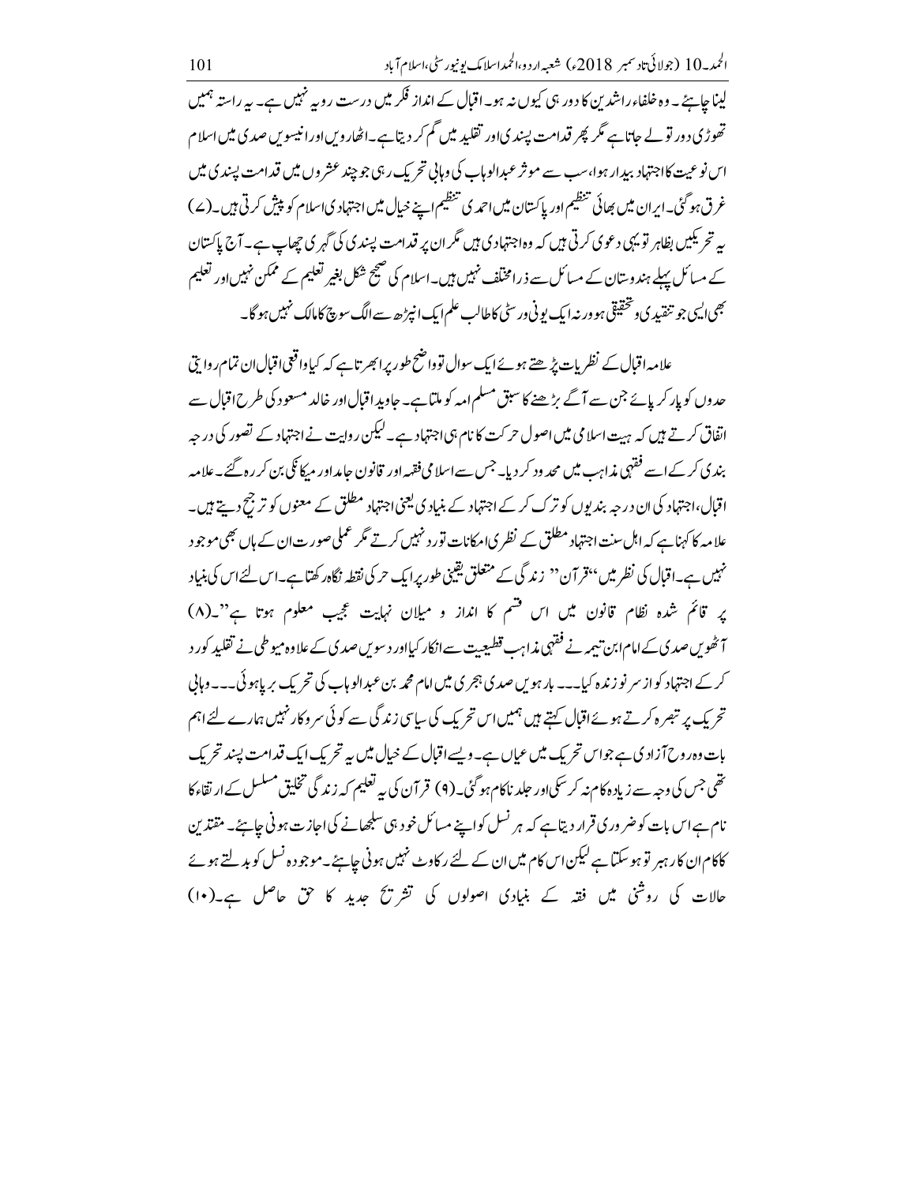لینا چاہئے۔ وہ خلفاء راشدین کا دور ہی کیوں نہ ہو۔ اقبال کے انداز فکر میں درست رویہ نہیں ہے۔ یہ راستہ ہمیں تھوڑی دور تو لے جاتا ہے مگر پھر قدامت پسندی اور تقلید میں گم کر دیتا ہے۔ اٹھارویں اور انیسویں صدی میں اسلام اس نوعیت کا اجتہاد بیدار ہوا، سب سے موثر عبدالوہاب کی وہابی تحریک رہی جو چند عشروں میں قدامت پسندی میں غرق ہو گئی۔ ایران میں بھائی تنظیم اور پاکستان میں احمدی تنظیم اپنے خیال میں اجتہادی اسلام کو پیش کرتی ہیں۔(۷) یہ تحریکیں بظاہر تو یہی دعوی کرتی ہیں کہ وہ اجتہادی ہیں مگر ان پر قدامت پسندی کی گہری چھاپ ہے۔ آج پاکستان کے مسائل پہلے ہندوستان کے مسائل سے ذرا مختلف نہیں ہیں۔ اسلام کی صحیح شکل بغیر تعلیم کے ممکن نہیں اور تعلیم بھی ایسی جو تنقیدی و تحقیقی ہو ورنہ ایک یونی ورسٹی کا طالب علم ایک انپڑھ سے الگ سوچ کا مالک نہیں ہوگا۔

علامہ اقبال کے نظریات پڑھتے ہوئے ایک سوال تو واضح طور پر ابھرتا ہے کہ کیا واقعی اقبال ان تمام روایتی حدوں کو پار کر پائے جن سے آگے بڑھنے کا سبق مسلم امہ کو ملتا ہے۔ جاوید اقبال اور خالد مسعود کی طرح اقبال سے اتفاق کرتے ہیں کہ ہیت اسلامی میں اصول حرکت کا نام ہی اجتہاد ہے۔ لیکن روایت نے اجتہاد کے تصور کی درجہ بندی کر کے اسے فقہی مذاہب میں محدود کر دیا۔ جس سے اسلامی فقہ اور قانون جامد اور میکانکی بن کر رہ گئے۔ علامہ اقبال، اجتہاد کی ان درجہ بندیوں کو ترک کر کے اجتہاد کے بنیادی یعنی اجتہاد مطلق کے معنوں کو ترجیح دیتے ہیں۔ علامہ کا کہنا ہے کہ اہل سنت اجتہاد مطلق کے نظری امکانات تو رد نہیں کرتے مگر عملی صورت ان کے ہاں بھی موجود نہیں ہے۔ اقبال کی نظر میں "قرآن" زندگی کے متعلق یقینی طور پر ایک حرکی نقطہ نگاہ رکھتا ہے۔ اس لئے اس کی بنیاد پر قائم شدہ نظام قانون میں اس قسم کا انداز و میلان نہایت عجیب معلوم ہوتا ہے"۔(۸)

آٹھویں صدی کے امام ابن تیمیہ نے فقہی مذاہب قطعیت سے انکار کیا اور دسویں صدی کے علاوہ سیوطی نے تقلید کو رد کر کے اجتہاد کو از سر نو زندہ کیا۔۔۔ بارہویں صدی ہجری میں امام محمد بن عبدالوہاب کی تحریک برپا ہوئی۔۔۔ وہابی تحریک پر تبصرہ کرتے ہوئے اقبال کہتے ہیں ہمیں اس تحریک کی سیاسی زندگی سے کوئی سروکار نہیں ہمارے لئے اہم بات وہ روح آزادی ہے جو اس تحریک میں عیاں ہے۔ ویسے اقبال کے خیال میں یہ تحریک ایک قدامت پسند تحریک تھی جس کی وجہ سے زیادہ کام نہ کر سکی اور جلد ناکام ہو گئی۔(۹) قرآن کی یہ تعلیم کہ زندگی تخلیق مسلسل کے ارتقاء کا نام ہے اس بات کو ضروری قرار دیتا ہے کہ ہر نسل کو اپنے مسائل خود ہی سلجھانے کی اجازت ہونی چاہئے۔ متقدین کا کام ان کا رہبر تو ہو سکتا ہے لیکن اس کام میں ان کے لئے رکاوٹ نہیں ہونی چاہئے۔ موجودہ نسل کو بدلتے ہوئے حالات کی روشنی میں فقہ کے بنیادی اصولوں کی تشریح جدید کا حق حاصل ہے۔(۱۰)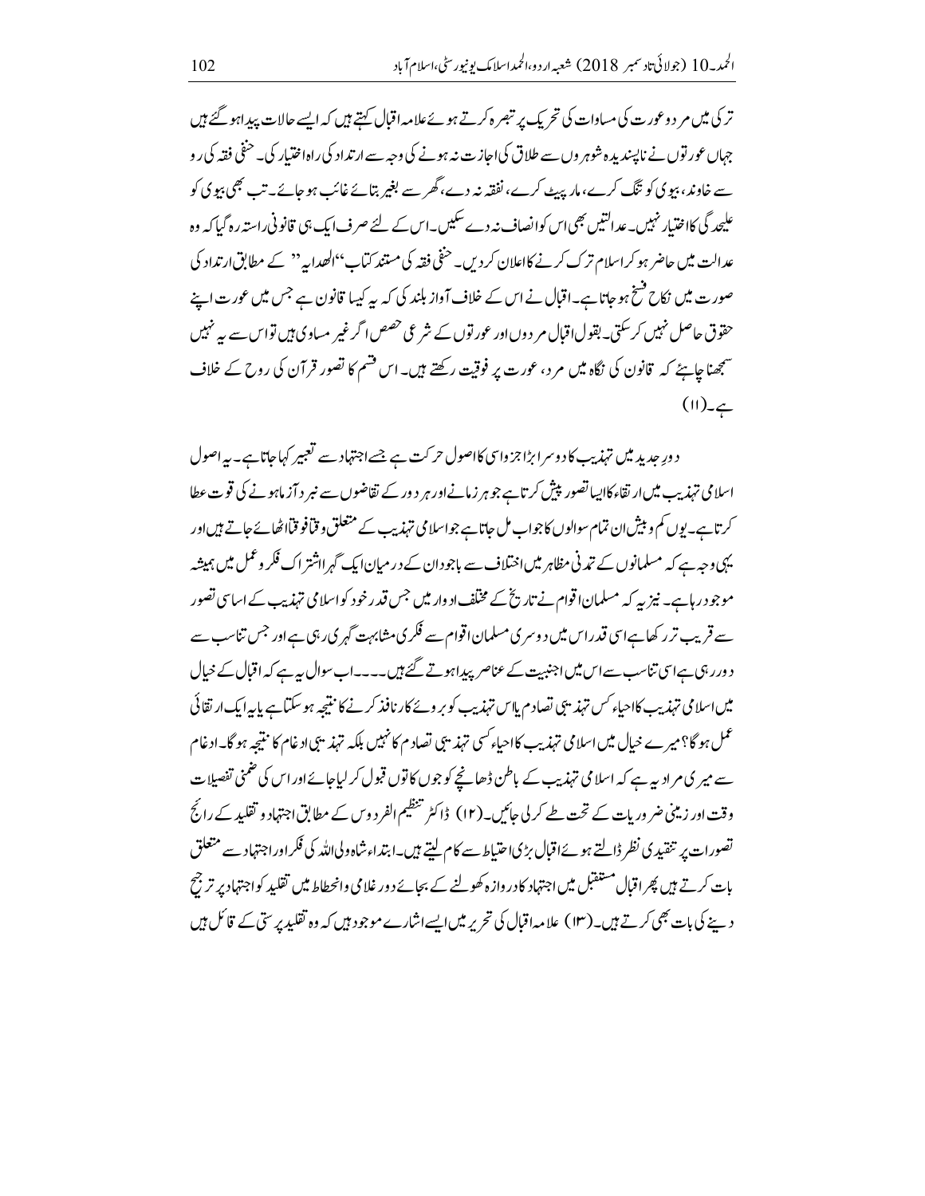ترکی میں مرد و عورت کی مساوات کی تحریک پر تبصرہ کرتے ہوئے علامہ اقبال کہتے ہیں کہ ایسے حالات پیدا ہو گئے ہیں جہاں عورتوں نے ناپسندیدہ شوہروں سے طلاق کی اجازت نہ ہونے کی وجہ سے ارتداد کی راہ اختیار کی۔ حنفی فقہ کی رو سے خاوند، بیوی کو تنگ کرے، مار پیٹ کرے، نفقہ نہ دے، گھر سے بغیر بتائے غائب ہو جائے۔ تب بھی بیوی کو علیحدگی کا اختیار نہیں۔ عدالتیں بھی اس کو انصاف نہ دے سکیں۔ اس کے لئے صرف ایک ہی قانونی راستہ رہ گیا کہ وہ عدالت میں حاضر ہو کر اسلام ترک کرنے کا اعلان کر دیں۔ حنفی فقہ کی مستند کتاب "الھدایہ" کے مطابق ارتداد کی صورت میں نکاح فسخ ہو جاتا ہے۔ اقبال نے اس کے خلاف آواز بلند کی کہ یہ کیسا قانون ہے جس میں عورت اپنے حقوق حاصل نہیں کر سکتی۔ بقول اقبال مردوں اور عورتوں کے شرعی حصص اگر غیر مساوی ہیں تو اس سے یہ نہیں سمجھنا چاہئے کہ قانون کی نگاہ میں مرد، عورت پر فوقیت رکھتے ہیں۔ اس قسم کا تصور قرآن کی روح کے خلاف ہے۔(۱۱)

دورِ جدید میں تہذیب کا دوسرا بڑا جزو اس کا اصول حرکت ہے جسے اجتہاد سے تعبیر کیا جاتا ہے۔ یہ اصول اسلامی تہذیب میں ارتقاء کا ایسا تصور پیش کرتا ہے جو ہر زمانے اور ہر دور کے تقاضوں سے نبرد آزما ہونے کی قوت عطا کرتا ہے۔ یوں کم و بیش ان تمام سوالوں کا جواب مل جاتا ہے جو اسلامی تہذیب کے متعلق وقتاً فوقتاً اٹھائے جاتے ہیں اور یہی وجہ ہے کہ مسلمانوں کے تمدنی مظاہر میں اختلاف سے باجود ان کے درمیان ایک گہرا اشتراک فکر و عمل میں ہمیشہ موجود رہا ہے۔ نیز یہ کہ مسلمان اقوام نے تاریخ کے مختلف ادوار میں جس قدر خود کو اسلامی تہذیب کے اساسی تصور سے قریب تر رکھا ہے اسی قدر اس میں دوسری مسلمان اقوام سے فکری مشابہت گہری رہی ہے اور جس تناسب سے دور رہی ہے اسی تناسب سے اس میں اجنبیت کے عناصر پیدا ہوتے گئے ہیں۔۔۔۔ اب سوال یہ ہے کہ اقبال کے خیال میں اسلامی تہذیب کا احیاء کس تہذیبی تصادم یا اس تہذیب کو بروئے کار نافذ کرنے کا نتیجہ ہو سکتا ہے یا یہ ایک ارتقائی عمل ہو گا؟ میرے خیال میں اسلامی تہذیب کا احیاء کسی تہذیبی تصادم کا نہیں بلکہ تہذیبی ادغام کا نتیجہ ہو گا۔ ادغام سے میری مراد یہ ہے کہ اسلامی تہذیب کے باطن ڈھانچے کو جوں کا توں قبول کر لیا جائے اور اس کی ضمنی تفصیلات وقت اور زمینی ضروریات کے تحت طے کر لی جائیں۔(۱۲) ڈاکٹر تنظیم الفردوس کے مطابق اجتہاد و تقلید کے رائج تصورات پر تنقیدی نظر ڈالتے ہوئے اقبال بڑی احتیاط سے کام لیتے ہیں۔ ابتداء شاہ ولی اللہ کی فکر اور اجتہاد سے متعلق بات کرتے ہیں پھر اقبال مستقبل میں اجتہاد کا دروازہ کھولنے کے بجائے دورِ غلامی و انحطاط میں تقلید کو اجتہاد پر ترجیح دینے کی بات بھی کرتے ہیں۔(۱۳) علامہ اقبال کی تحریر میں ایسے اشارے موجود ہیں کہ وہ تقلید پرستی کے قائل ہیں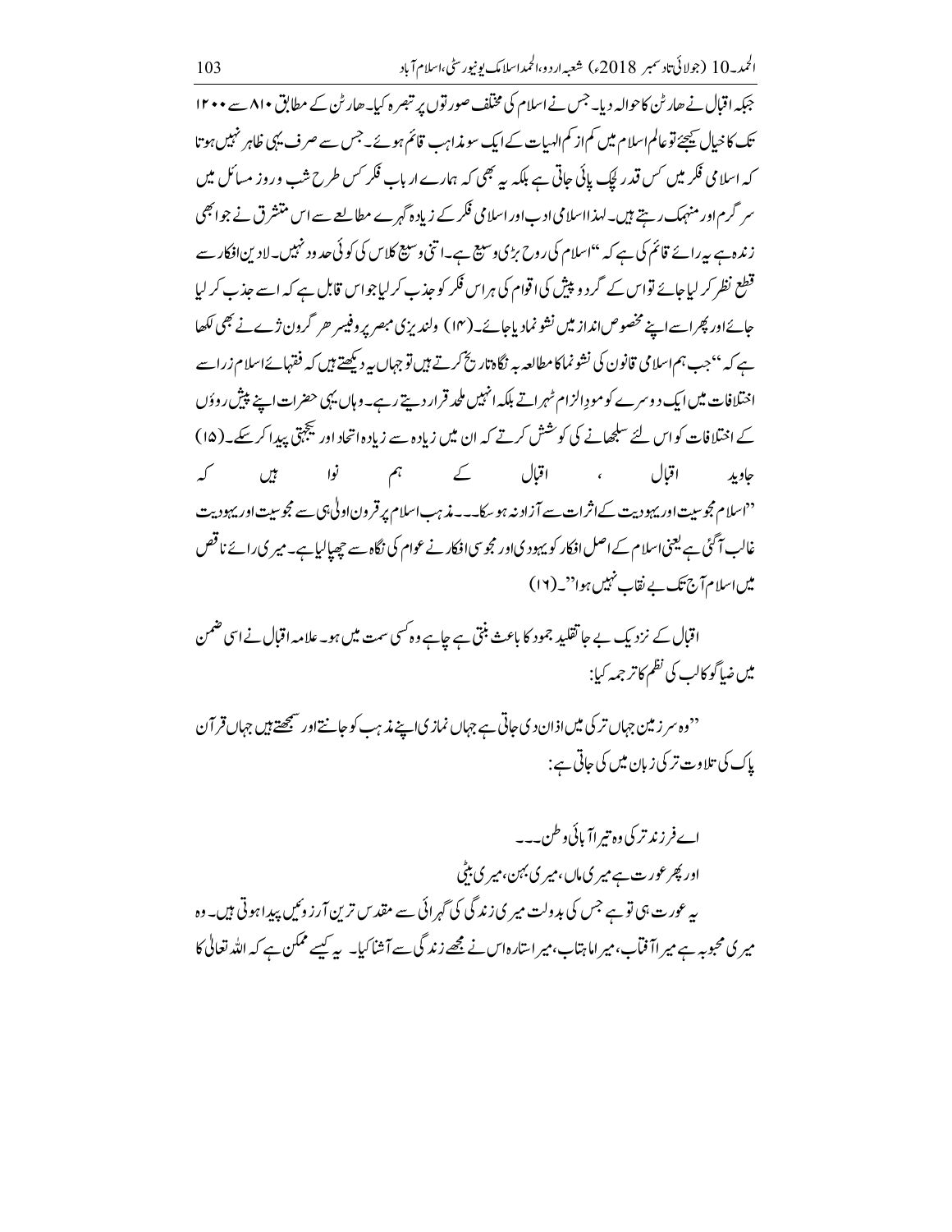جبکہ اقبال نے ہارٹن کا حوالہ دیا۔ جس نے اسلام کی مختلف صورتوں پر تبصرہ کیا۔ ہارٹن کے مطابق ۸۱۰ سے ۱۲۰۰ تک کا خیال کیجئے تو عالم اسلام میں کم از کم الہیات کے ایک سو مذاہب قائم ہوئے۔ جس سے صرف یہی ظاہر نہیں ہوتا کہ اسلامی فکر میں کس قدر لچک پائی جاتی ہے بلکہ یہ بھی کہ ہمارے ارباب فکر کس طرح شب و روز مسائل میں سرگرم اور منہمک رہتے ہیں۔ لہذا اسلامی ادب اور اسلامی فکر کے زیادہ گہرے مطالعے سے اس مستشرق نے جو ابھی زندہ ہے یہ رائے قائم کی ہے کہ "اسلام کی روح بڑی وسیع ہے۔ اتنی وسیع کلاس کی کوئی حدود نہیں۔ لادین افکار سے قطع نظر کر لیا جائے تو اس کے گرد و پیش کی اقوام کی ہر اس فکر کو جذب کر لیا جو اس قابل ہے کہ اسے جذب کر لیا جائے اور پھر اسے اپنے مخصوص انداز میں نشو نما دیا جائے۔(۱۴) ولندیزی مبصر پروفیسر ھر گرون ثرے نے بھی لکھا ہے کہ "جب ہم اسلامی قانون کی نشو نما کا مطالعہ بہ نگاہ تاریخ کرتے ہیں تو جہاں یہ دیکھتے ہیں کہ فقہائے اسلام زرا سے اختلافات میں ایک دوسرے کو موردِ الزام ٹھہراتے بلکہ انہیں ملحد قرار دیتے رہے۔ وہاں یہی حضرات اپنے پیش رووں کے اختلافات کو اس لئے سلجھانے کی کوشش کرتے کہ ان میں زیادہ سے زیادہ اتحاد اور یکجہتی پیدا کر سکے۔(۱۵)

جاوید اقبال ، اقبال کے ہم نوا ہیں کہ

"اسلام مجوسیت اور یہودیت کے اثرات سے آزاد نہ ہو سکا۔۔۔ مذہب اسلام پر قرون اولیٰ ہی سے مجوسیت اور یہودیت غالب آ گئی ہے یعنی اسلام کے اصل افکار کو یہودی اور مجوسی افکار نے عوام کی نگاہ سے چھپا لیا ہے۔ میری رائے ناقص میں اسلام آج تک بے نقاب نہیں ہوا"۔(۱۶)

اقبال کے نزدیک بے جا تقلید جمود کا باعث بنتی ہے چاہے وہ کسی سمت میں ہو۔ علامہ اقبال نے اسی ضمن میں ضیا گوکالپ کی نظم کا ترجمہ کیا:

"وہ سرزمین جہاں ترکی میں اذان دی جاتی ہے جہاں نمازی اپنے مذہب کو جانتے اور سمجھتے ہیں جہاں قرآن پاک کی تلاوت ترکی زبان میں کی جاتی ہے:

اے فرزند ترکی وہ تیرا آبائی وطن۔۔۔

اور پھر عورت ہے میری ماں، میری بہن، میری بیٹی

یہ عورت ہی تو ہے جس کی بدولت میری زندگی کی گہرائی سے مقدس ترین آرزوئیں پیدا ہوتی ہیں۔ وہ میری محبوبہ ہے میرا آفتاب، میرا ماہتاب، میرا ستارہ اس نے مجھے زندگی سے آشنا کیا۔ یہ کیسے ممکن ہے کہ اللہ تعالیٰ کا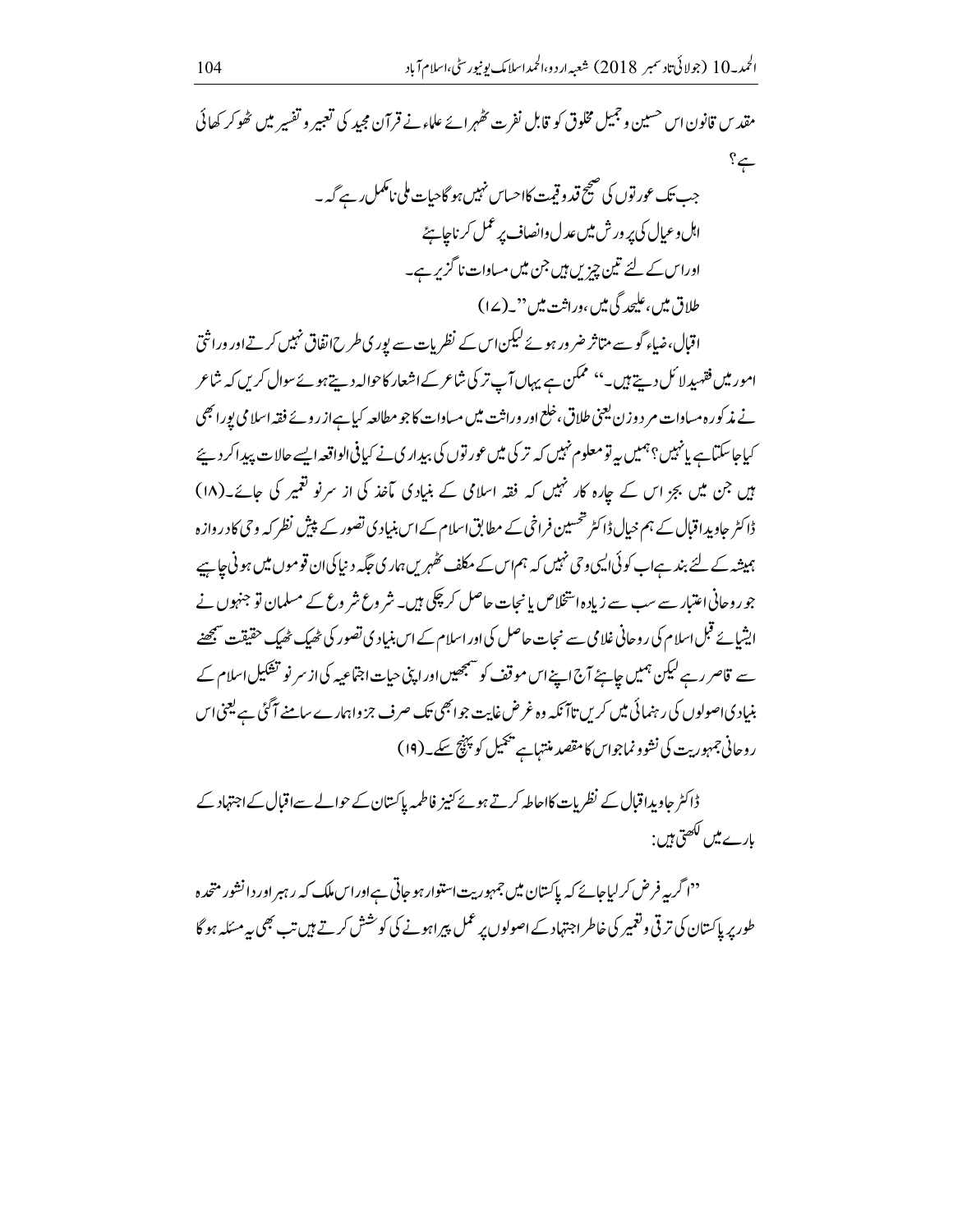مقدس قانون اس حسین و جمیل مخلوق کو قابل نفرت ٹھہرائے علماء نے قرآن مجید کی تعبیر و تفسیر میں ٹھوکر کھائی ہے؟

جب تک عورتوں کی صحیح قدو قیمت کا احساس نہیں ہو گا حیات ملی نامکمل رہے گی۔
اہل و عیال کی پرورش میں عدل و انصاف پر عمل کرنا چاہئے
اور اس کے لئے تین چیزیں ہیں جن میں مساوات ناگزیر ہے۔
طلاق میں، علیحدگی میں، وراثت میں"۔(۱۷)

اقبال، ضیاء گو سے متاثر ضرور ہوئے لیکن اس کے نظریات سے پوری طرح اتفاق نہیں کرتے اور وراثتی امور میں فقہی دلائل دیتے ہیں۔" ممکن ہے یہاں آپ ترکی شاعر کے اشعار کا حوالہ دیتے ہوئے سوال کریں کہ شاعر نے مذکورہ مساوات مرد و زن یعنی طلاق، خلع اور وراثت میں مساوات کا جو مطالبہ کیا ہے از روئے فقہ اسلامی پورا بھی کیا جا سکتا ہے یا نہیں؟ ہمیں یہ تو معلوم نہیں کہ ترکی میں عورتوں کی بیداری نے کیا فی الواقعہ ایسے حالات پیدا کر دیئے ہیں جن میں بجز اس کے چارہ کار نہیں کہ فقہ اسلامی کے بنیادی مآخذ کی از سر نو تعبیر کی جائے۔(۱۸)
ڈاکٹر جاوید اقبال کے ہم خیال ڈاکٹر تحسین فراقی کے مطابق اسلام کے اس بنیادی تصور کے پیش نظر کہ وحی کا دروازہ ہمیشہ کے لئے بند ہے اب کوئی ایسی وحی نہیں کہ ہم اس کے مکلف ٹھہریں ہماری جگہ دنیا کی ان قوموں میں ہونی چاہیے جو روحانی اعتبار سے سب سے زیادہ استخلاص یا نجات حاصل کر چکی ہیں۔ شروع شروع کے مسلمان تو جنہوں نے ایشیائے قبل اسلام کی روحانی غلامی سے نجات حاصل کی اور اسلام کے اس بنیادی تصور کی ٹھیک ٹھیک حقیقت سمجھنے سے قاصر رہے لیکن ہمیں چاہئے آج اپنے اس موقف کو سمجھیں اور اپنی حیات اجتماعیہ کی از سر نو تشکیل اسلام کے بنیادی اصولوں کی رہنمائی میں کریں تا آنکہ وہ غرض غایت جو ابھی تک صرف جزواً ہمارے سامنے آگئی ہے یعنی اس روحانی جمہوریت کی نشوونما جو اس کا مقصد منتہا ہے تکمیل کو پہنچ سکے۔(۱۹)

ڈاکٹر جاوید اقبال کے نظریات کا احاطہ کرتے ہوئے کنیز فاطمہ پاکستان کے حوالے سے اقبال کے اجتہاد کے بارے میں لکھتی ہیں:

"اگر یہ فرض کر لیا جائے کہ پاکستان میں جمہوریت استوار ہو جاتی ہے اور اس ملک کے رہبر اور دانشور متحدہ طور پر پاکستان کی ترقی و تعمیر کی خاطر اجتہاد کے اصولوں پر عمل پیرا ہونے کی کوشش کرتے ہیں تب بھی یہ مسئلہ ہو گا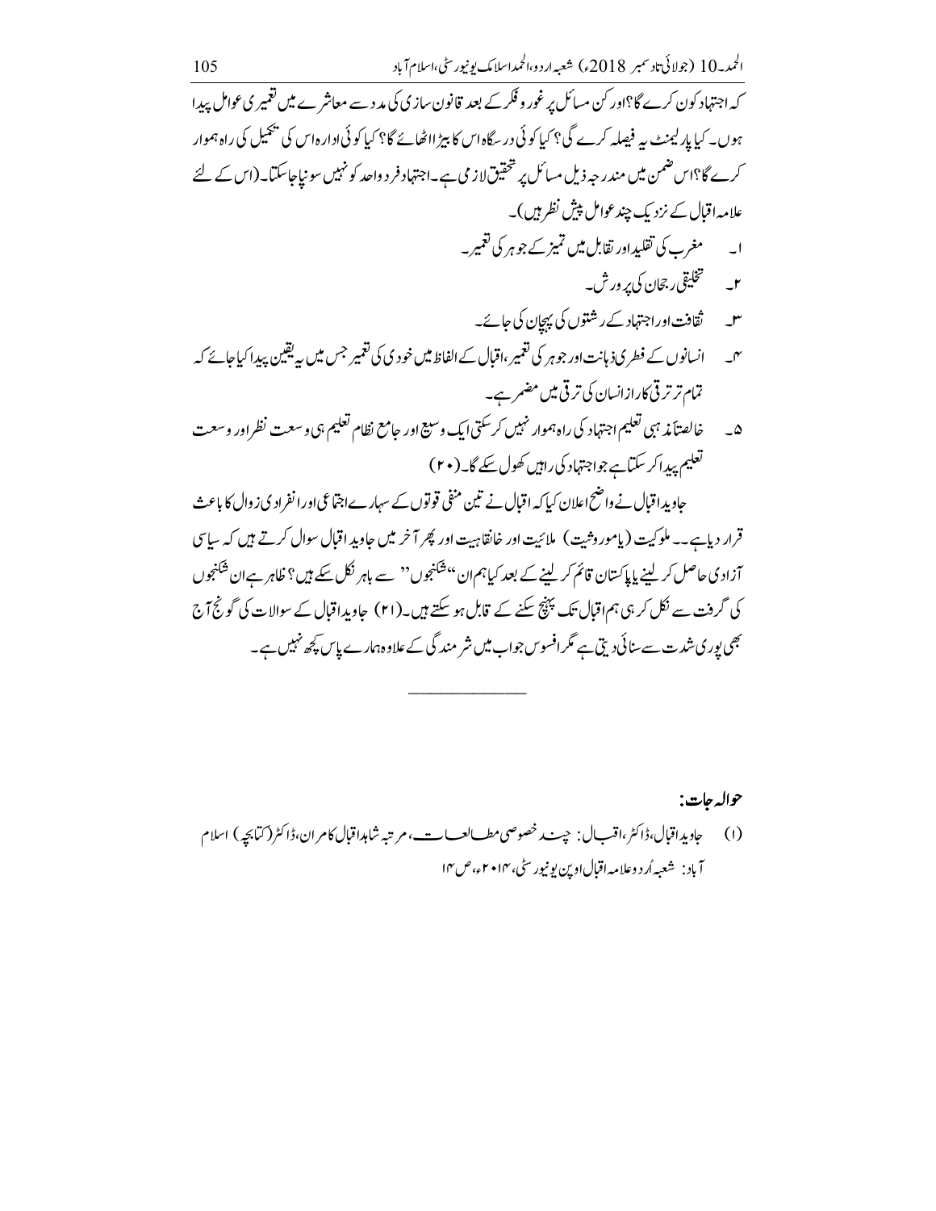کہ اجتہاد کون کرے گا؟اور کن مسائل پر غور و فکر کے بعد قانون سازی کی مدد سے معاشرے میں تعمیری عوامل پیدا ہوں۔ کیا پارلیمنٹ یہ فیصلہ کرے گی؟ کیا کوئی درسگاہ اس کا بیڑا اٹھائے گا؟ کیا کوئی ادارہ اس کی تکمیل کی راہ ہموار کرے گا؟اس ضمن میں مندرجہ ذیل مسائل پر تحقیق لازمی ہے۔اجتہاد فرد واحد کو نہیں سونپا جاسکتا۔(اس کے لئے علامہ اقبال کے نزدیک چند عوامل پیش نظر ہیں)۔

۱۔ مغرب کی تقلید اور تقابل میں تمیز کے جوہر کی تعمیر۔

۲۔ تخلیقی رجحان کی پرورش۔

۳۔ ثقافت اور اجتہاد کے رشتوں کی پہچان کی جائے۔

۴۔ انسانوں کے فطری ذہانت اور جوہر کی تعمیر،اقبال کے الفاظ میں خودی کی تعمیر جس میں یہ یقین پیدا کیا جائے کہ تمام تر ترقی کا راز انسان کی ترقی میں مضمر ہے۔

۵۔ خالصتاً مذہبی تعلیم اجتہاد کی راہ ہموار نہیں کرسکتی ایک وسیع اور جامع نظام تعلیم ہی وسعت نظر اور وسعت تعلیم پیدا کرسکتا ہے جو اجتہاد کی راہیں کھول سکے گا۔(۲۰)

جاوید اقبال نے واضح اعلان کیا کہ اقبال نے تین منفی قوتوں کے سہارے اجتماعی اور انفرادی زوال کا باعث قرار دیا ہے۔۔ ملوکیت (یا موروثیت) ملائیت اور خانقاہیت اور پھر آخر میں جاوید اقبال سوال کرتے ہیں کہ سیاسی آزادی حاصل کر لینے یا پاکستان قائم کر لینے کے بعد کیا ہم ان "شکنجوں" سے باہر نکل سکے ہیں؟ ظاہر ہے ان شکنجوں کی گرفت سے نکل کر ہی ہم اقبال تک پہنچ سکنے کے قابل ہو سکتے ہیں۔(۲۱) جاوید اقبال کے سوالات کی گونج آج بھی پوری شدت سے سنائی دیتی ہے مگر افسوس جواب میں شرمندگی کے علاوہ ہمارے پاس کچھ نہیں ہے۔

---

## حوالہ جات:

(۱) جاوید اقبال،ڈاکٹر،اقبال: چند خصوصی مطالعات،مرتبہ شاہد اقبال کامران،ڈاکٹر(کتابچہ) اسلام آباد: شعبہ اُردو علامہ اقبال اوپن یونیورسٹی،۲۰۱۴ء،ص ۱۴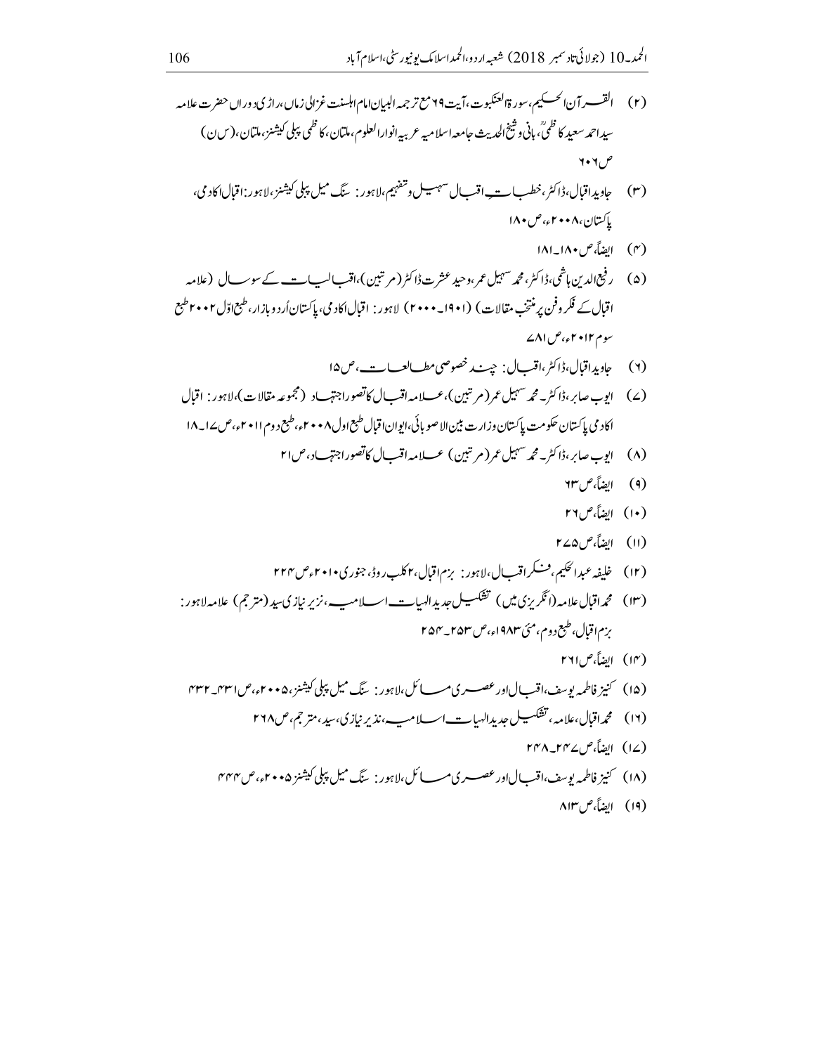(۲) القرآن الحکیم، سورۃ العنکبوت، آیت ۶۹ مع ترجمہ البیان امام اہلسنت غزالی زماں، راڑی دوراں حضرت علامہ سید احمد سعید کاظمیؒ، بانی و شیخ الحدیث جامعہ اسلامیہ عربیہ انوار العلوم، ملتان، کاظمی پبلی کیشنز، ملتان، (س ن) ص ۶۰۶

(۳) جاوید اقبال، ڈاکٹر، خطباتِ اقبال سہیل و تفہیم، لاہور: سنگ میل پبلی کیشنز، لاہور: اقبال اکادمی، پاکستان، ۲۰۰۸ء، ص ۱۸۰

(۴) ایضاً، ص ۱۸۰۔۱۸۱

(۵) رفیع الدین ہاشمی، ڈاکٹر، محمد سہیل عمر، وحید عشرت ڈاکٹر (مرتبین)، اقبالیات کے سو سال (علامہ اقبال کے فکر و فن پر منتخب مقالات) (۱۹۰۱۔۲۰۰۰) لاہور: اقبال اکادمی، پاکستان اُردو بازار، طبع اوّل ۲۰۰۲ طبع سوم ۲۰۱۲ء، ص ۷۸۱

(۶) جاوید اقبال، ڈاکٹر، اقبال: چند خصوصی مطالعات، ص ۱۵

(۷) ایوب صابر، ڈاکٹر۔ محمد سہیل عمر (مرتبین)، علامہ اقبال کا تصور اجتہاد (مجموعہ مقالات)، لاہور: اقبال اکادمی پاکستان حکومت پاکستان وزارت بین الاصوبائی، ایوان اقبال طبع اول ۲۰۰۸ء، طبع دوم ۲۰۱۱ء، ص ۱۷۔۱۸

(۸) ایوب صابر، ڈاکٹر۔ محمد سہیل عمر (مرتبین) علامہ اقبال کا تصور اجتہاد، ص ۲۱

(۹) ایضاً، ص ۲۳

(۱۰) ایضاً، ص ۲۶

(۱۱) ایضاً، ص ۲۷۵

(۱۲) خلیفہ عبدالحکیم، فکر اقبال، لاہور: بزم اقبال، ۲ کلب روڈ، جنوری ۲۰۱۰ء ص ۲۲۴

(۱۳) محمد اقبال علامہ (انگریزی میں) تشکیل جدید الٰہیات اسلامیہ، نزیر نیازی سید (مترجم) علامہ لاہور: بزم اقبال، طبع دوم، مئی ۱۹۸۳ء، ص ۲۵۳۔۲۵۴

(۱۴) ایضاً، ص ۲۶۱

(۱۵) کنیز فاطمہ یوسف، اقبال اور عصری مسائل، لاہور: سنگ میل پبلی کیشنز، ۲۰۰۵ء، ص ۴۳۱۔۴۳۲

(۱۶) محمد اقبال، علامہ، تشکیل جدید الٰہیات اسلامیہ، نذیر نیازی، سید، مترجم، ص ۲۶۸

(۱۷) ایضاً، ص ۲۴۷۔۲۴۸

(۱۸) کنیز فاطمہ یوسف، اقبال اور عصری مسائل، لاہور: سنگ میل پبلی کیشنز ۲۰۰۵ء، ص ۴۴۴

(۱۹) ایضاً، ص ۸۱۳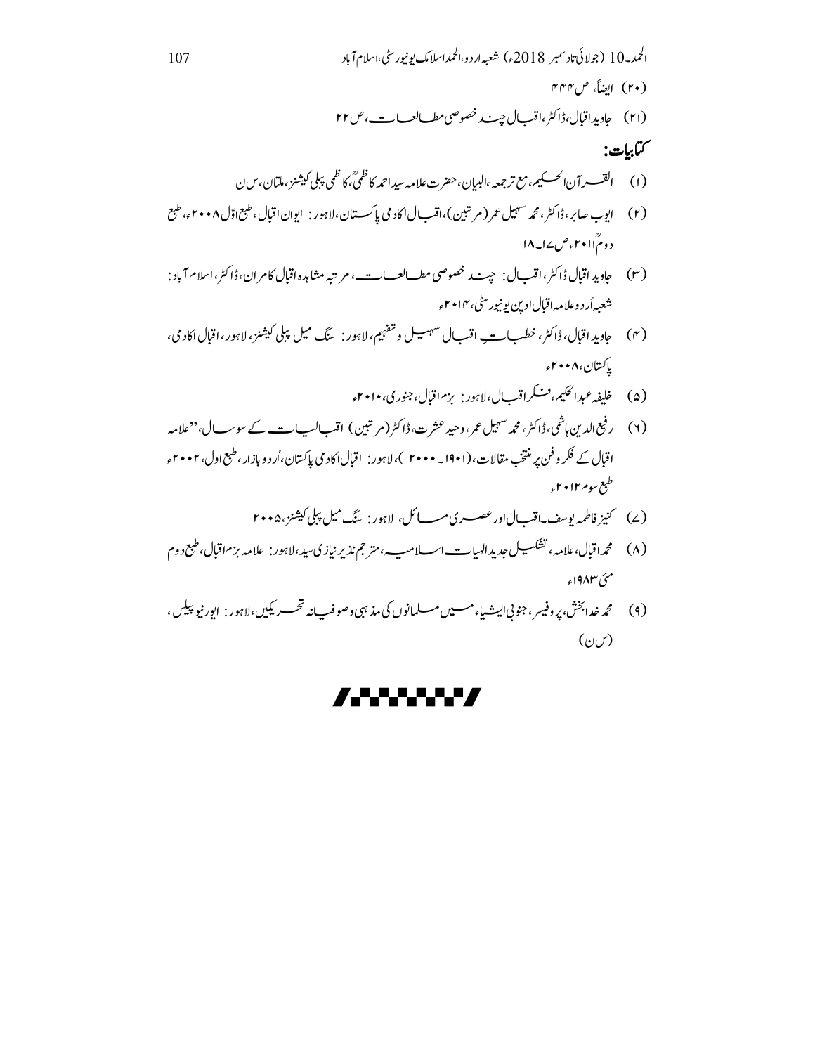(۲۰) ایضاً، ص۴۴۴

(۲۱) جاوید اقبال، ڈاکٹر، اقبال چند خصوصی مطالعات، ص۲۲

## کتابیات:

(۱) القرآن الحکیم، مع ترجمہ، البیان، حضرت علامہ سید احمد کاظمیؒ، کاظمی پبلی کیشنز، ملتان، س ن

(۲) ایوب صابر، ڈاکٹر، محمد سہیل عمر (مرتبین)، اقبال اکادمی پاکستان، لاہور: ایوان اقبال، طبع اوّل ۲۰۰۸ء، طبع دوم ۲۰۱۱ء ص ۱۷۔۱۸

(۳) جاوید اقبال ڈاکٹر، اقبال: چند خصوصی مطالعات، مرتبہ مشاہدہ اقبال کامران، ڈاکٹر، اسلام آباد: شعبہ اُردو علامہ اقبال اوپن یونیورسٹی، ۲۰۱۴ء

(۴) جاوید اقبال، ڈاکٹر، خطباتِ اقبال سہیل و تفہیم، لاہور: سنگ میل پبلی کیشنز، لاہور، اقبال اکادمی، پاکستان، ۲۰۰۸ء

(۵) خلیفہ عبدالحکیم، فکر اقبال، لاہور: بزم اقبال، جنوری، ۲۰۱۰ء

(۶) رفیع الدین ہاشمی، ڈاکٹر، محمد سہیل عمر، وحید عشرت، ڈاکٹر (مرتبین) اقبالیات کے سو سال، ''علامہ اقبال کے فکر و فن پر منتخب مقالات، (۱۹۰۱۔۲۰۰۰)، لاہور: اقبال اکادمی پاکستان، اُردو بازار، طبع اول، ۲۰۰۲ء طبع سوم ۲۰۱۲ء

(۷) کنیز فاطمہ یوسف۔اقبال اور عصری مسائل، لاہور: سنگ میل پبلی کیشنز، ۲۰۰۵ء

(۸) محمد اقبال، علامہ، تشکیل جدید الٰہیات اسلامیہ، مترجم نذیر نیازی سید، لاہور: علامہ بزم اقبال، طبع دوم مئی ۱۹۸۳ء

(۹) محمد خدا بخش، پروفیسر، جنوبی ایشیاء میں مسلمانوں کی مذہبی و صوفیانہ تحریکیں، لاہور: ایورنیو پیلس، (س ن)